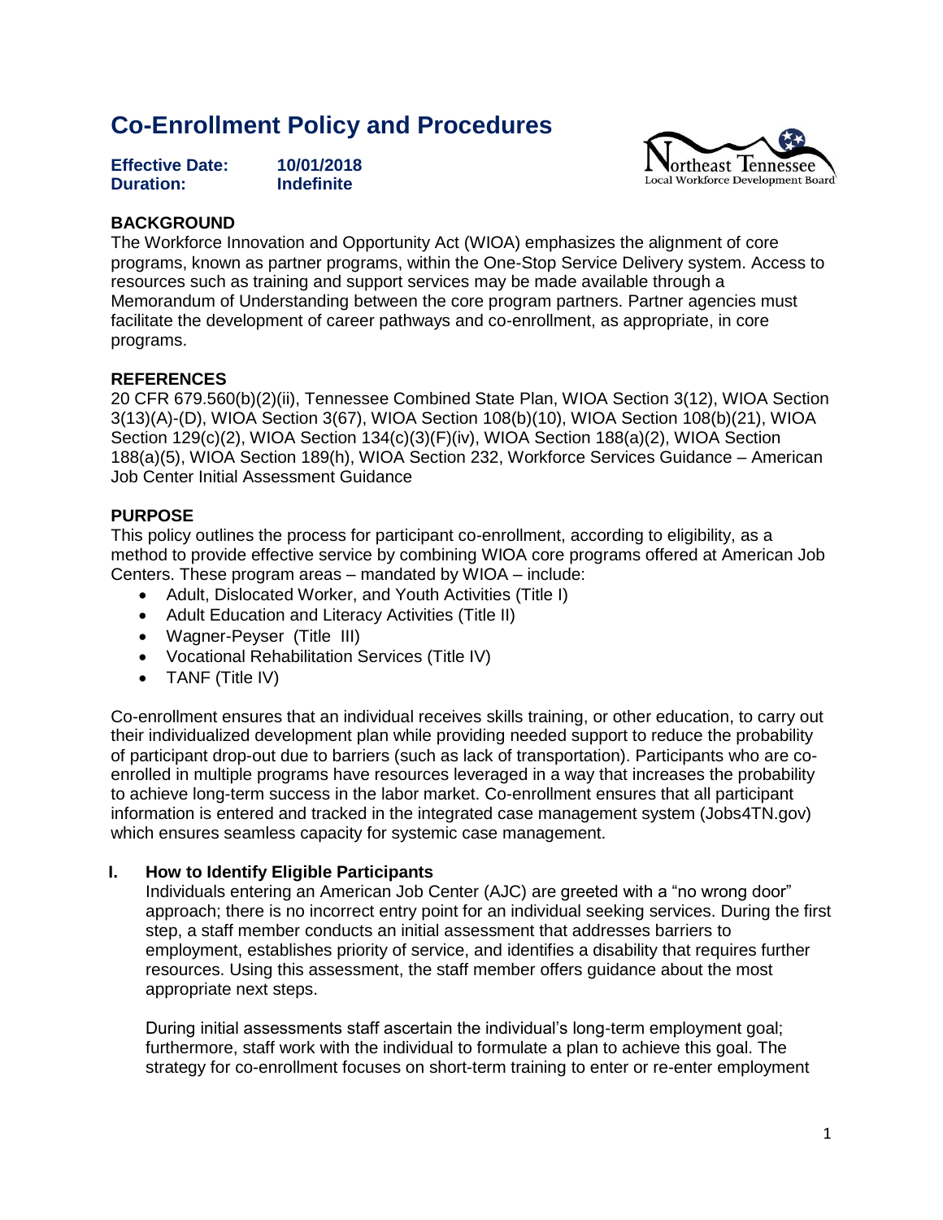# Co-Enrollment Policy and Procedures

**Effective Date:** **10/01/2018**
**Duration:** **Indefinite**

Northeast Tennessee Local Workforce Development Board

## BACKGROUND

The Workforce Innovation and Opportunity Act (WIOA) emphasizes the alignment of core programs, known as partner programs, within the One-Stop Service Delivery system. Access to resources such as training and support services may be made available through a Memorandum of Understanding between the core program partners. Partner agencies must facilitate the development of career pathways and co-enrollment, as appropriate, in core programs.

## REFERENCES

20 CFR 679.560(b)(2)(ii), Tennessee Combined State Plan, WIOA Section 3(12), WIOA Section 3(13)(A)-(D), WIOA Section 3(67), WIOA Section 108(b)(10), WIOA Section 108(b)(21), WIOA Section 129(c)(2), WIOA Section 134(c)(3)(F)(iv), WIOA Section 188(a)(2), WIOA Section 188(a)(5), WIOA Section 189(h), WIOA Section 232, Workforce Services Guidance – American Job Center Initial Assessment Guidance

## PURPOSE

This policy outlines the process for participant co-enrollment, according to eligibility, as a method to provide effective service by combining WIOA core programs offered at American Job Centers. These program areas – mandated by WIOA – include:

- Adult, Dislocated Worker, and Youth Activities (Title I)
- Adult Education and Literacy Activities (Title II)
- Wagner-Peyser (Title III)
- Vocational Rehabilitation Services (Title IV)
- TANF (Title IV)

Co-enrollment ensures that an individual receives skills training, or other education, to carry out their individualized development plan while providing needed support to reduce the probability of participant drop-out due to barriers (such as lack of transportation). Participants who are co-enrolled in multiple programs have resources leveraged in a way that increases the probability to achieve long-term success in the labor market. Co-enrollment ensures that all participant information is entered and tracked in the integrated case management system (Jobs4TN.gov) which ensures seamless capacity for systemic case management.

### I. How to Identify Eligible Participants

Individuals entering an American Job Center (AJC) are greeted with a "no wrong door" approach; there is no incorrect entry point for an individual seeking services. During the first step, a staff member conducts an initial assessment that addresses barriers to employment, establishes priority of service, and identifies a disability that requires further resources. Using this assessment, the staff member offers guidance about the most appropriate next steps.

During initial assessments staff ascertain the individual's long-term employment goal; furthermore, staff work with the individual to formulate a plan to achieve this goal. The strategy for co-enrollment focuses on short-term training to enter or re-enter employment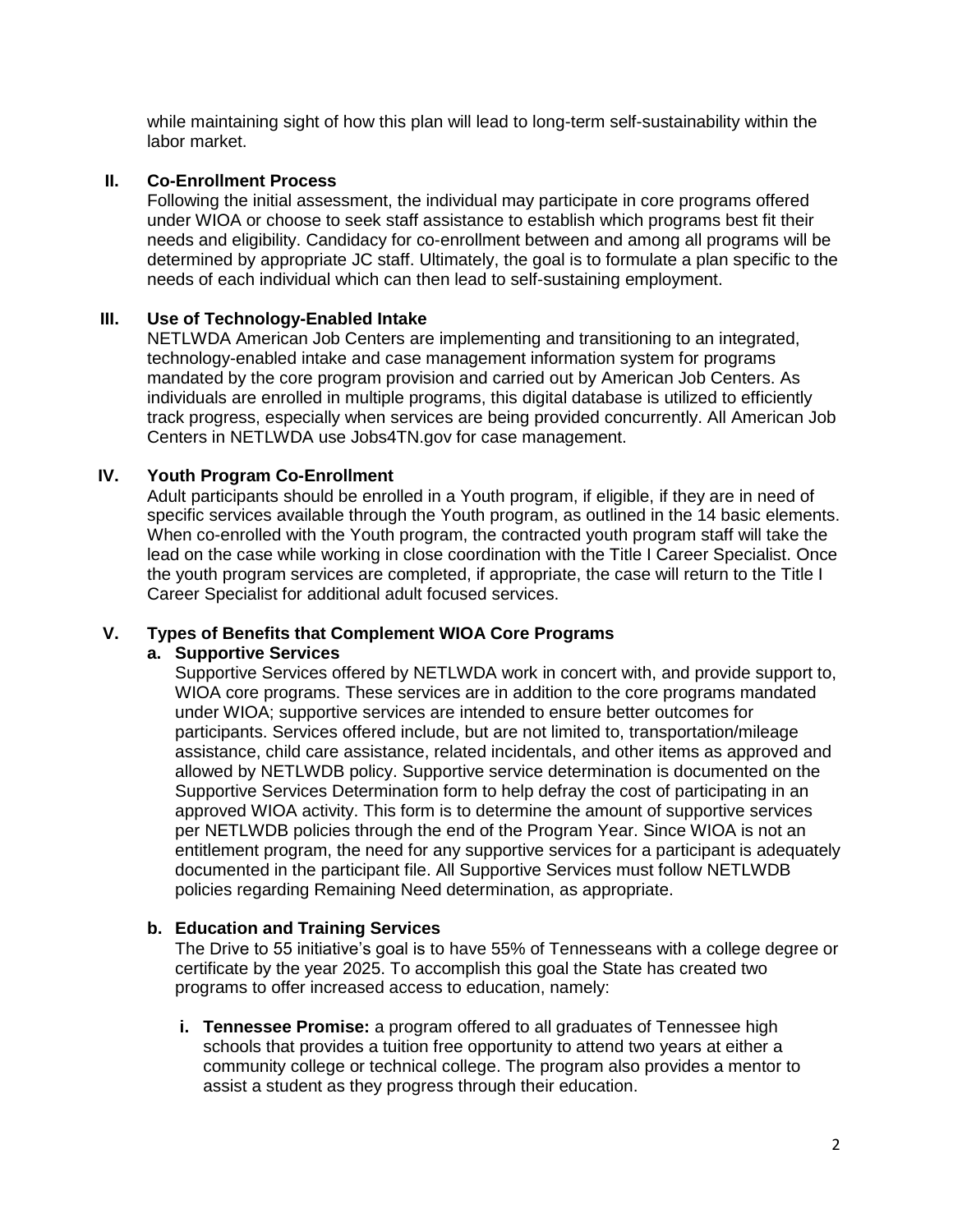while maintaining sight of how this plan will lead to long-term self-sustainability within the labor market.

## II. Co-Enrollment Process

Following the initial assessment, the individual may participate in core programs offered under WIOA or choose to seek staff assistance to establish which programs best fit their needs and eligibility. Candidacy for co-enrollment between and among all programs will be determined by appropriate JC staff. Ultimately, the goal is to formulate a plan specific to the needs of each individual which can then lead to self-sustaining employment.

## III. Use of Technology-Enabled Intake

NETLWDA American Job Centers are implementing and transitioning to an integrated, technology-enabled intake and case management information system for programs mandated by the core program provision and carried out by American Job Centers. As individuals are enrolled in multiple programs, this digital database is utilized to efficiently track progress, especially when services are being provided concurrently. All American Job Centers in NETLWDA use Jobs4TN.gov for case management.

## IV. Youth Program Co-Enrollment

Adult participants should be enrolled in a Youth program, if eligible, if they are in need of specific services available through the Youth program, as outlined in the 14 basic elements. When co-enrolled with the Youth program, the contracted youth program staff will take the lead on the case while working in close coordination with the Title I Career Specialist. Once the youth program services are completed, if appropriate, the case will return to the Title I Career Specialist for additional adult focused services.

## V. Types of Benefits that Complement WIOA Core Programs

### a. Supportive Services

Supportive Services offered by NETLWDA work in concert with, and provide support to, WIOA core programs. These services are in addition to the core programs mandated under WIOA; supportive services are intended to ensure better outcomes for participants. Services offered include, but are not limited to, transportation/mileage assistance, child care assistance, related incidentals, and other items as approved and allowed by NETLWDB policy. Supportive service determination is documented on the Supportive Services Determination form to help defray the cost of participating in an approved WIOA activity. This form is to determine the amount of supportive services per NETLWDB policies through the end of the Program Year. Since WIOA is not an entitlement program, the need for any supportive services for a participant is adequately documented in the participant file. All Supportive Services must follow NETLWDB policies regarding Remaining Need determination, as appropriate.

### b. Education and Training Services

The Drive to 55 initiative's goal is to have 55% of Tennesseans with a college degree or certificate by the year 2025. To accomplish this goal the State has created two programs to offer increased access to education, namely:

i. **Tennessee Promise:** a program offered to all graduates of Tennessee high schools that provides a tuition free opportunity to attend two years at either a community college or technical college. The program also provides a mentor to assist a student as they progress through their education.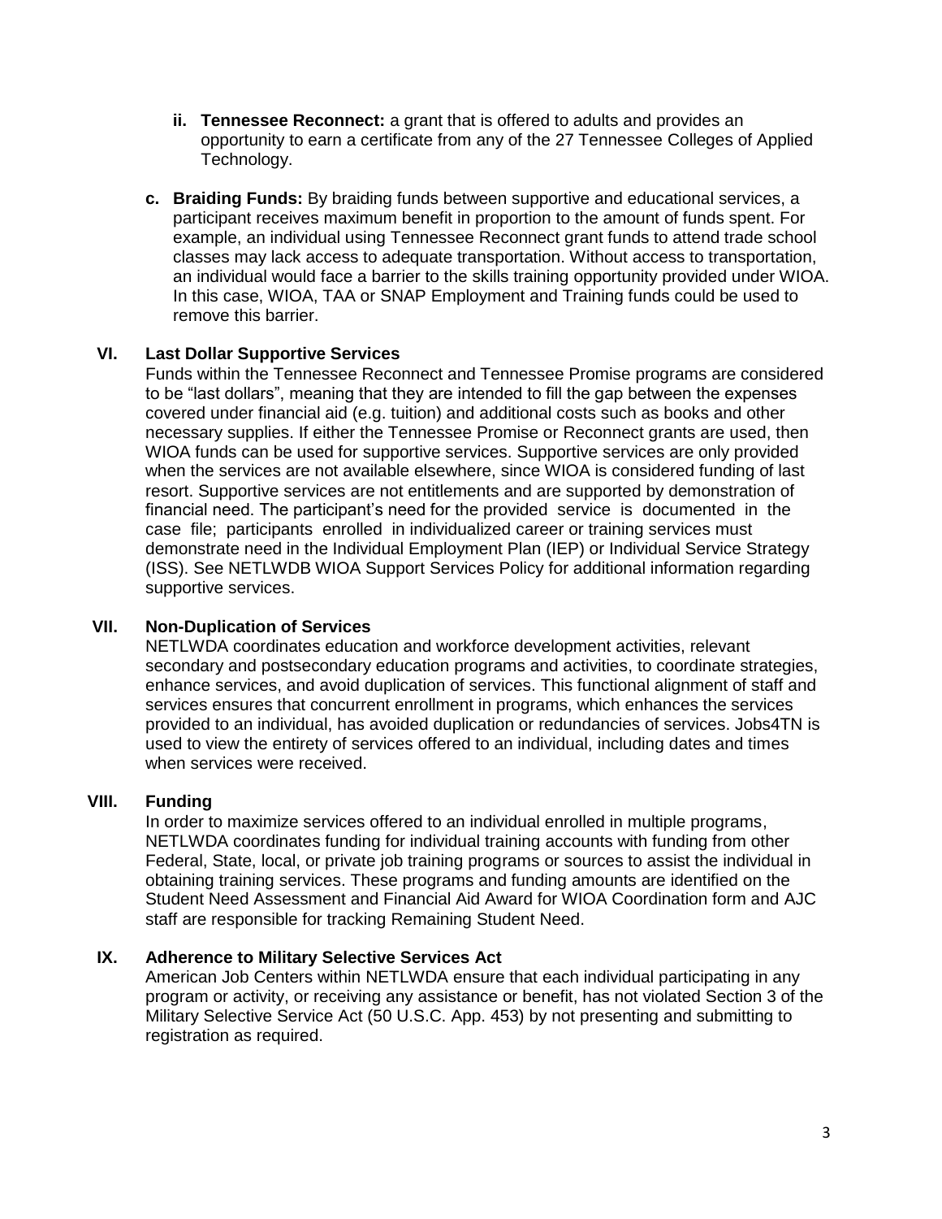ii. **Tennessee Reconnect:** a grant that is offered to adults and provides an opportunity to earn a certificate from any of the 27 Tennessee Colleges of Applied Technology.

c. **Braiding Funds:** By braiding funds between supportive and educational services, a participant receives maximum benefit in proportion to the amount of funds spent. For example, an individual using Tennessee Reconnect grant funds to attend trade school classes may lack access to adequate transportation. Without access to transportation, an individual would face a barrier to the skills training opportunity provided under WIOA. In this case, WIOA, TAA or SNAP Employment and Training funds could be used to remove this barrier.

## VI. Last Dollar Supportive Services

Funds within the Tennessee Reconnect and Tennessee Promise programs are considered to be "last dollars", meaning that they are intended to fill the gap between the expenses covered under financial aid (e.g. tuition) and additional costs such as books and other necessary supplies. If either the Tennessee Promise or Reconnect grants are used, then WIOA funds can be used for supportive services. Supportive services are only provided when the services are not available elsewhere, since WIOA is considered funding of last resort. Supportive services are not entitlements and are supported by demonstration of financial need. The participant's need for the provided service is documented in the case file; participants enrolled in individualized career or training services must demonstrate need in the Individual Employment Plan (IEP) or Individual Service Strategy (ISS). See NETLWDB WIOA Support Services Policy for additional information regarding supportive services.

## VII. Non-Duplication of Services

NETLWDA coordinates education and workforce development activities, relevant secondary and postsecondary education programs and activities, to coordinate strategies, enhance services, and avoid duplication of services. This functional alignment of staff and services ensures that concurrent enrollment in programs, which enhances the services provided to an individual, has avoided duplication or redundancies of services. Jobs4TN is used to view the entirety of services offered to an individual, including dates and times when services were received.

## VIII. Funding

In order to maximize services offered to an individual enrolled in multiple programs, NETLWDA coordinates funding for individual training accounts with funding from other Federal, State, local, or private job training programs or sources to assist the individual in obtaining training services. These programs and funding amounts are identified on the Student Need Assessment and Financial Aid Award for WIOA Coordination form and AJC staff are responsible for tracking Remaining Student Need.

## IX. Adherence to Military Selective Services Act

American Job Centers within NETLWDA ensure that each individual participating in any program or activity, or receiving any assistance or benefit, has not violated Section 3 of the Military Selective Service Act (50 U.S.C. App. 453) by not presenting and submitting to registration as required.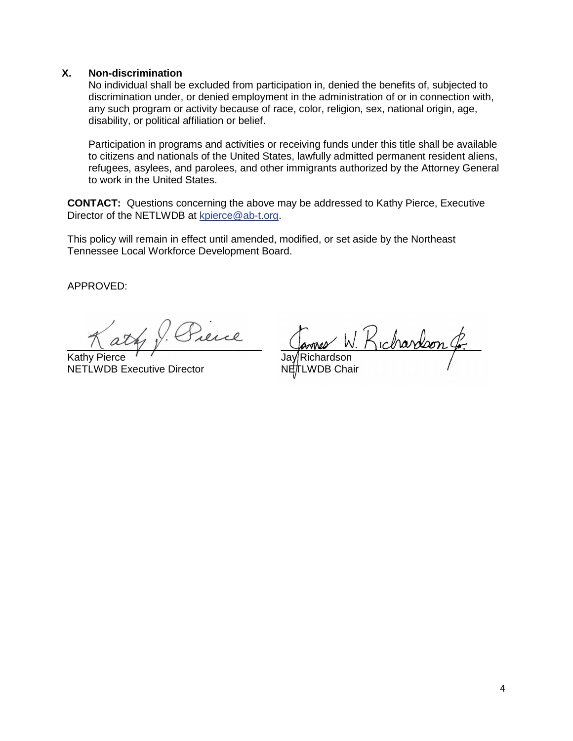## X. Non-discrimination

No individual shall be excluded from participation in, denied the benefits of, subjected to discrimination under, or denied employment in the administration of or in connection with, any such program or activity because of race, color, religion, sex, national origin, age, disability, or political affiliation or belief.

Participation in programs and activities or receiving funds under this title shall be available to citizens and nationals of the United States, lawfully admitted permanent resident aliens, refugees, asylees, and parolees, and other immigrants authorized by the Attorney General to work in the United States.

**CONTACT:** Questions concerning the above may be addressed to Kathy Pierce, Executive Director of the NETLWDB at kpierce@ab-t.org.

This policy will remain in effect until amended, modified, or set aside by the Northeast Tennessee Local Workforce Development Board.

APPROVED:

Kathy Pierce
NETLWDB Executive Director

Jay Richardson
NETLWDB Chair